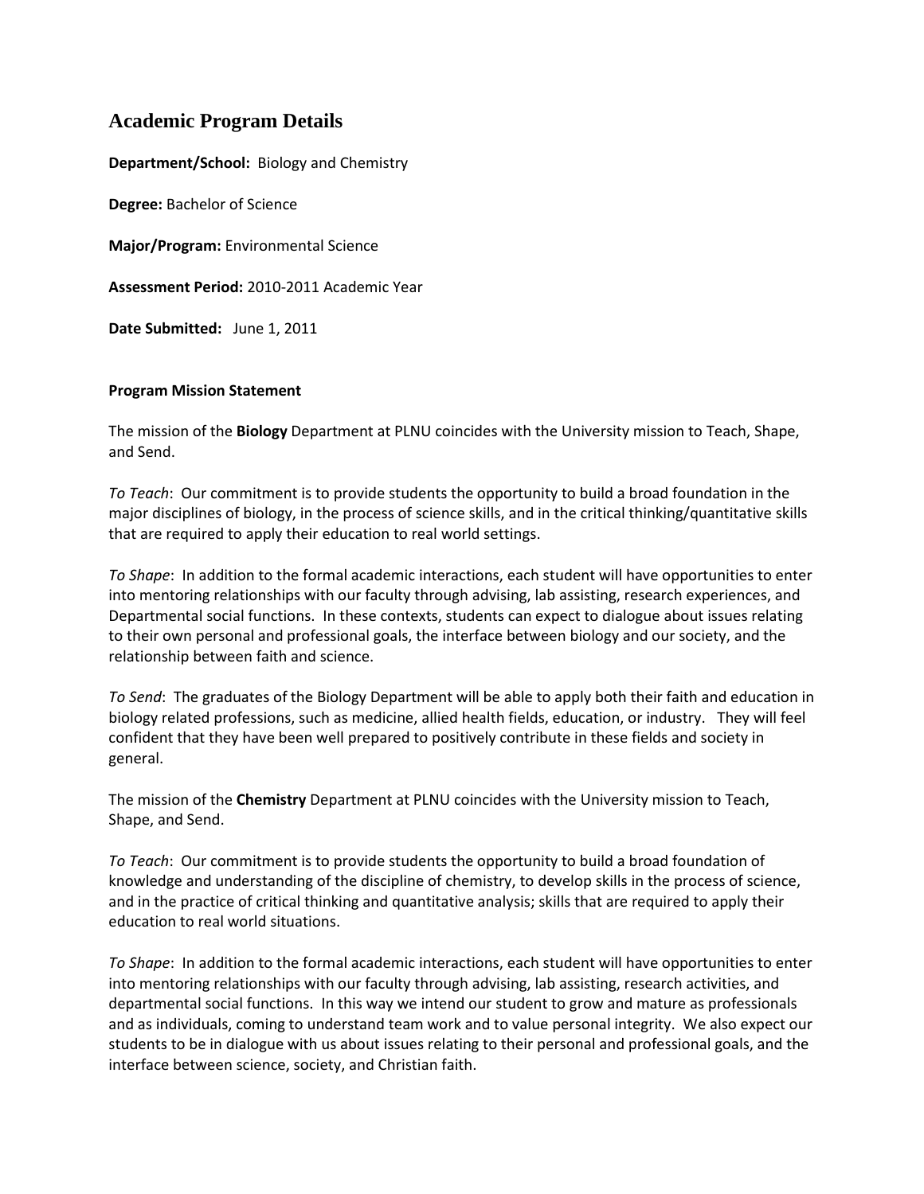# Academic Program Details

**Department/School:** Biology and Chemistry

**Degree:** Bachelor of Science

**Major/Program:** Environmental Science

**Assessment Period:** 2010-2011 Academic Year

**Date Submitted:** June 1, 2011

**Program Mission Statement**

The mission of the **Biology** Department at PLNU coincides with the University mission to Teach, Shape, and Send.

*To Teach*: Our commitment is to provide students the opportunity to build a broad foundation in the major disciplines of biology, in the process of science skills, and in the critical thinking/quantitative skills that are required to apply their education to real world settings.

*To Shape*: In addition to the formal academic interactions, each student will have opportunities to enter into mentoring relationships with our faculty through advising, lab assisting, research experiences, and Departmental social functions. In these contexts, students can expect to dialogue about issues relating to their own personal and professional goals, the interface between biology and our society, and the relationship between faith and science.

*To Send*: The graduates of the Biology Department will be able to apply both their faith and education in biology related professions, such as medicine, allied health fields, education, or industry. They will feel confident that they have been well prepared to positively contribute in these fields and society in general.

The mission of the **Chemistry** Department at PLNU coincides with the University mission to Teach, Shape, and Send.

*To Teach*: Our commitment is to provide students the opportunity to build a broad foundation of knowledge and understanding of the discipline of chemistry, to develop skills in the process of science, and in the practice of critical thinking and quantitative analysis; skills that are required to apply their education to real world situations.

*To Shape*: In addition to the formal academic interactions, each student will have opportunities to enter into mentoring relationships with our faculty through advising, lab assisting, research activities, and departmental social functions. In this way we intend our student to grow and mature as professionals and as individuals, coming to understand team work and to value personal integrity. We also expect our students to be in dialogue with us about issues relating to their personal and professional goals, and the interface between science, society, and Christian faith.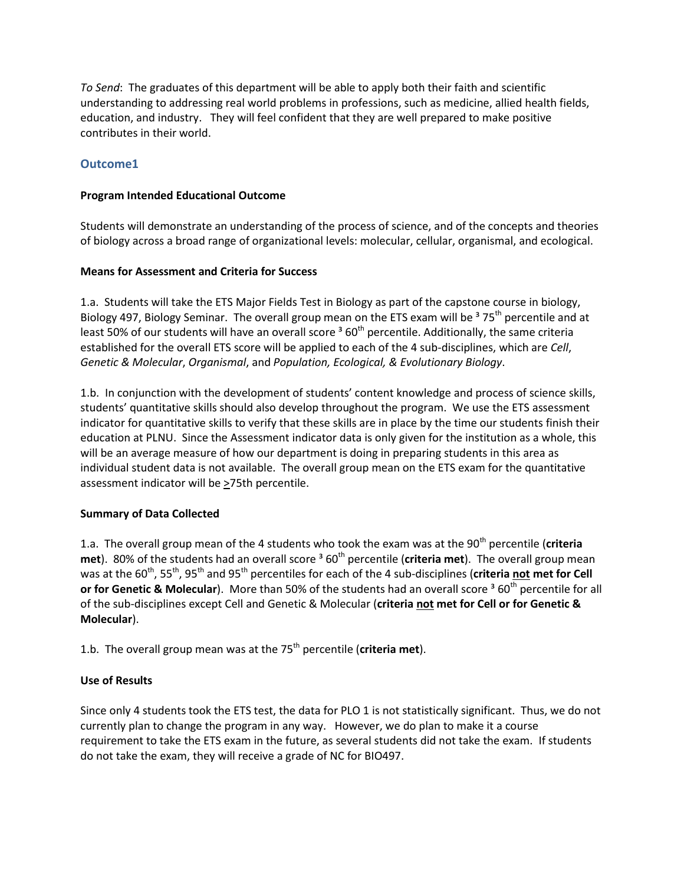*To Send*: The graduates of this department will be able to apply both their faith and scientific understanding to addressing real world problems in professions, such as medicine, allied health fields, education, and industry. They will feel confident that they are well prepared to make positive contributes in their world.

## Outcome1

**Program Intended Educational Outcome**

Students will demonstrate an understanding of the process of science, and of the concepts and theories of biology across a broad range of organizational levels: molecular, cellular, organismal, and ecological.

**Means for Assessment and Criteria for Success**

1.a. Students will take the ETS Major Fields Test in Biology as part of the capstone course in biology, Biology 497, Biology Seminar. The overall group mean on the ETS exam will be ≥ 75th percentile and at least 50% of our students will have an overall score ≥ 60th percentile. Additionally, the same criteria established for the overall ETS score will be applied to each of the 4 sub-disciplines, which are *Cell*, *Genetic & Molecular*, *Organismal*, and *Population, Ecological, & Evolutionary Biology*.

1.b. In conjunction with the development of students' content knowledge and process of science skills, students' quantitative skills should also develop throughout the program. We use the ETS assessment indicator for quantitative skills to verify that these skills are in place by the time our students finish their education at PLNU. Since the Assessment indicator data is only given for the institution as a whole, this will be an average measure of how our department is doing in preparing students in this area as individual student data is not available. The overall group mean on the ETS exam for the quantitative assessment indicator will be ≥75th percentile.

**Summary of Data Collected**

1.a. The overall group mean of the 4 students who took the exam was at the 90th percentile (**criteria met**). 80% of the students had an overall score ≥ 60th percentile (**criteria met**). The overall group mean was at the 60th, 55th, 95th and 95th percentiles for each of the 4 sub-disciplines (**criteria <u>not</u> met for Cell or for Genetic & Molecular**). More than 50% of the students had an overall score ≥ 60th percentile for all of the sub-disciplines except Cell and Genetic & Molecular (**criteria <u>not</u> met for Cell or for Genetic & Molecular**).

1.b. The overall group mean was at the 75th percentile (**criteria met**).

**Use of Results**

Since only 4 students took the ETS test, the data for PLO 1 is not statistically significant. Thus, we do not currently plan to change the program in any way. However, we do plan to make it a course requirement to take the ETS exam in the future, as several students did not take the exam. If students do not take the exam, they will receive a grade of NC for BIO497.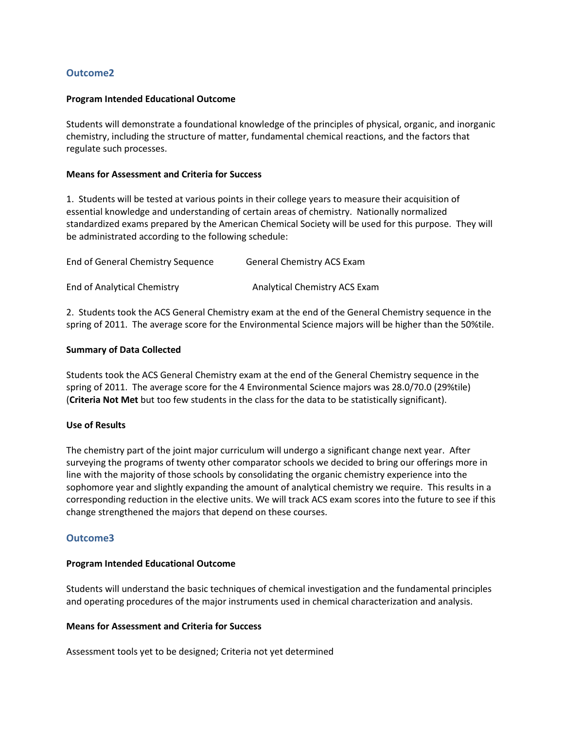## Outcome2

**Program Intended Educational Outcome**

Students will demonstrate a foundational knowledge of the principles of physical, organic, and inorganic chemistry, including the structure of matter, fundamental chemical reactions, and the factors that regulate such processes.

**Means for Assessment and Criteria for Success**

1. Students will be tested at various points in their college years to measure their acquisition of essential knowledge and understanding of certain areas of chemistry. Nationally normalized standardized exams prepared by the American Chemical Society will be used for this purpose. They will be administrated according to the following schedule:

| | |
|---|---|
| End of General Chemistry Sequence | General Chemistry ACS Exam |
| End of Analytical Chemistry | Analytical Chemistry ACS Exam |

2. Students took the ACS General Chemistry exam at the end of the General Chemistry sequence in the spring of 2011. The average score for the Environmental Science majors will be higher than the 50%tile.

**Summary of Data Collected**

Students took the ACS General Chemistry exam at the end of the General Chemistry sequence in the spring of 2011. The average score for the 4 Environmental Science majors was 28.0/70.0 (29%tile) (**Criteria Not Met** but too few students in the class for the data to be statistically significant).

**Use of Results**

The chemistry part of the joint major curriculum will undergo a significant change next year. After surveying the programs of twenty other comparator schools we decided to bring our offerings more in line with the majority of those schools by consolidating the organic chemistry experience into the sophomore year and slightly expanding the amount of analytical chemistry we require. This results in a corresponding reduction in the elective units. We will track ACS exam scores into the future to see if this change strengthened the majors that depend on these courses.

## Outcome3

**Program Intended Educational Outcome**

Students will understand the basic techniques of chemical investigation and the fundamental principles and operating procedures of the major instruments used in chemical characterization and analysis.

**Means for Assessment and Criteria for Success**

Assessment tools yet to be designed; Criteria not yet determined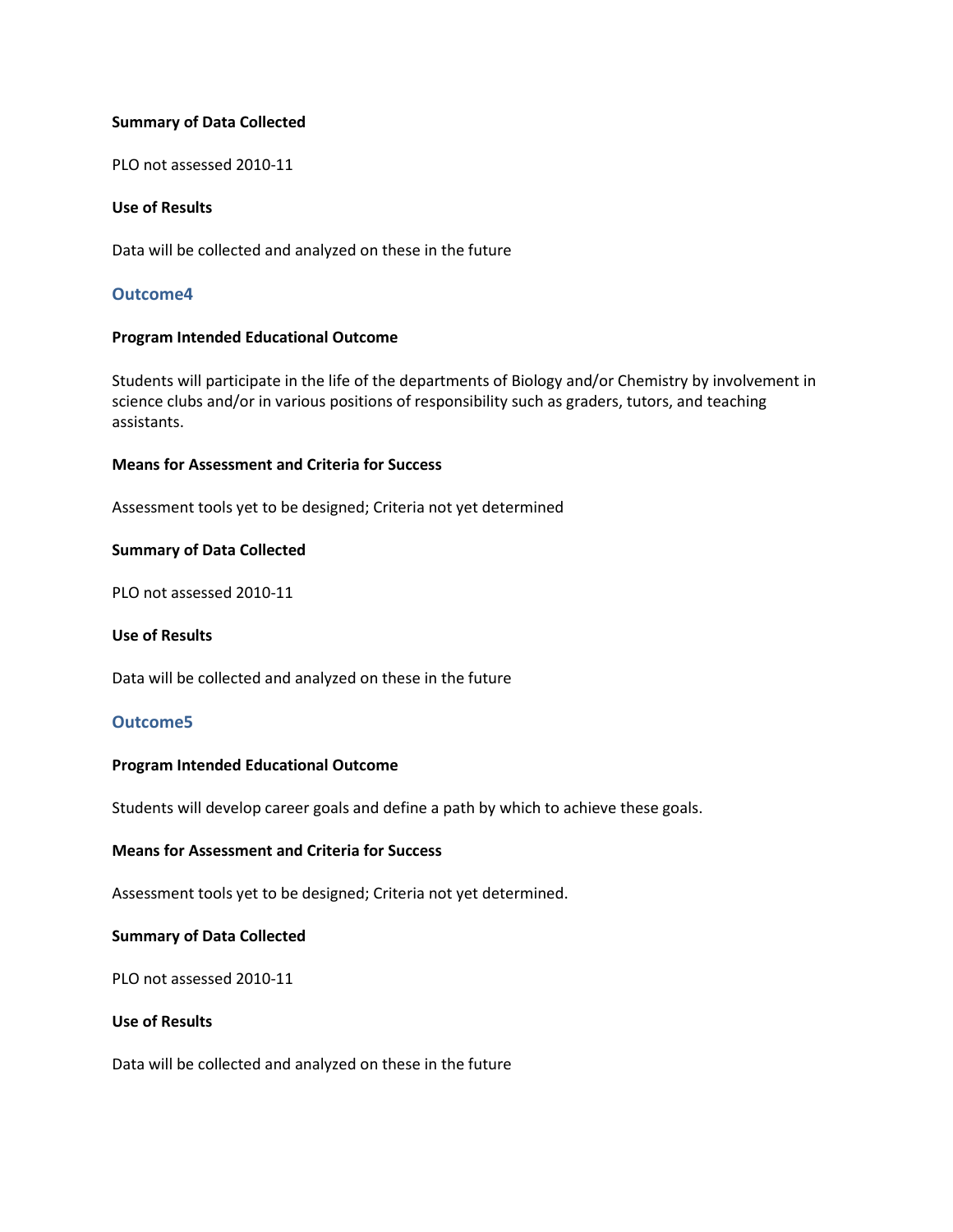**Summary of Data Collected**

PLO not assessed 2010-11

**Use of Results**

Data will be collected and analyzed on these in the future

## Outcome4

**Program Intended Educational Outcome**

Students will participate in the life of the departments of Biology and/or Chemistry by involvement in science clubs and/or in various positions of responsibility such as graders, tutors, and teaching assistants.

**Means for Assessment and Criteria for Success**

Assessment tools yet to be designed; Criteria not yet determined

**Summary of Data Collected**

PLO not assessed 2010-11

**Use of Results**

Data will be collected and analyzed on these in the future

## Outcome5

**Program Intended Educational Outcome**

Students will develop career goals and define a path by which to achieve these goals.

**Means for Assessment and Criteria for Success**

Assessment tools yet to be designed; Criteria not yet determined.

**Summary of Data Collected**

PLO not assessed 2010-11

**Use of Results**

Data will be collected and analyzed on these in the future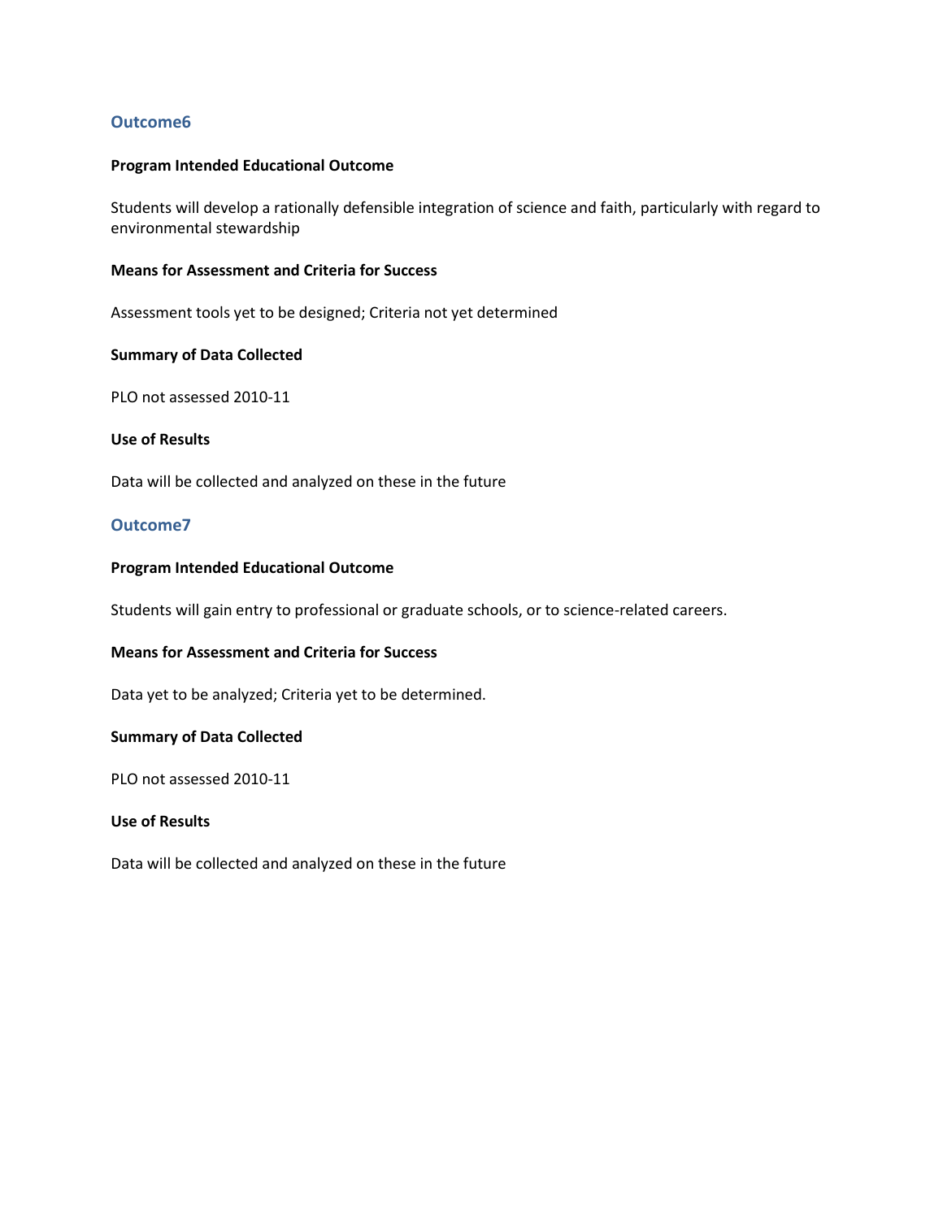## Outcome6

**Program Intended Educational Outcome**

Students will develop a rationally defensible integration of science and faith, particularly with regard to environmental stewardship

**Means for Assessment and Criteria for Success**

Assessment tools yet to be designed; Criteria not yet determined

**Summary of Data Collected**

PLO not assessed 2010-11

**Use of Results**

Data will be collected and analyzed on these in the future

## Outcome7

**Program Intended Educational Outcome**

Students will gain entry to professional or graduate schools, or to science-related careers.

**Means for Assessment and Criteria for Success**

Data yet to be analyzed; Criteria yet to be determined.

**Summary of Data Collected**

PLO not assessed 2010-11

**Use of Results**

Data will be collected and analyzed on these in the future